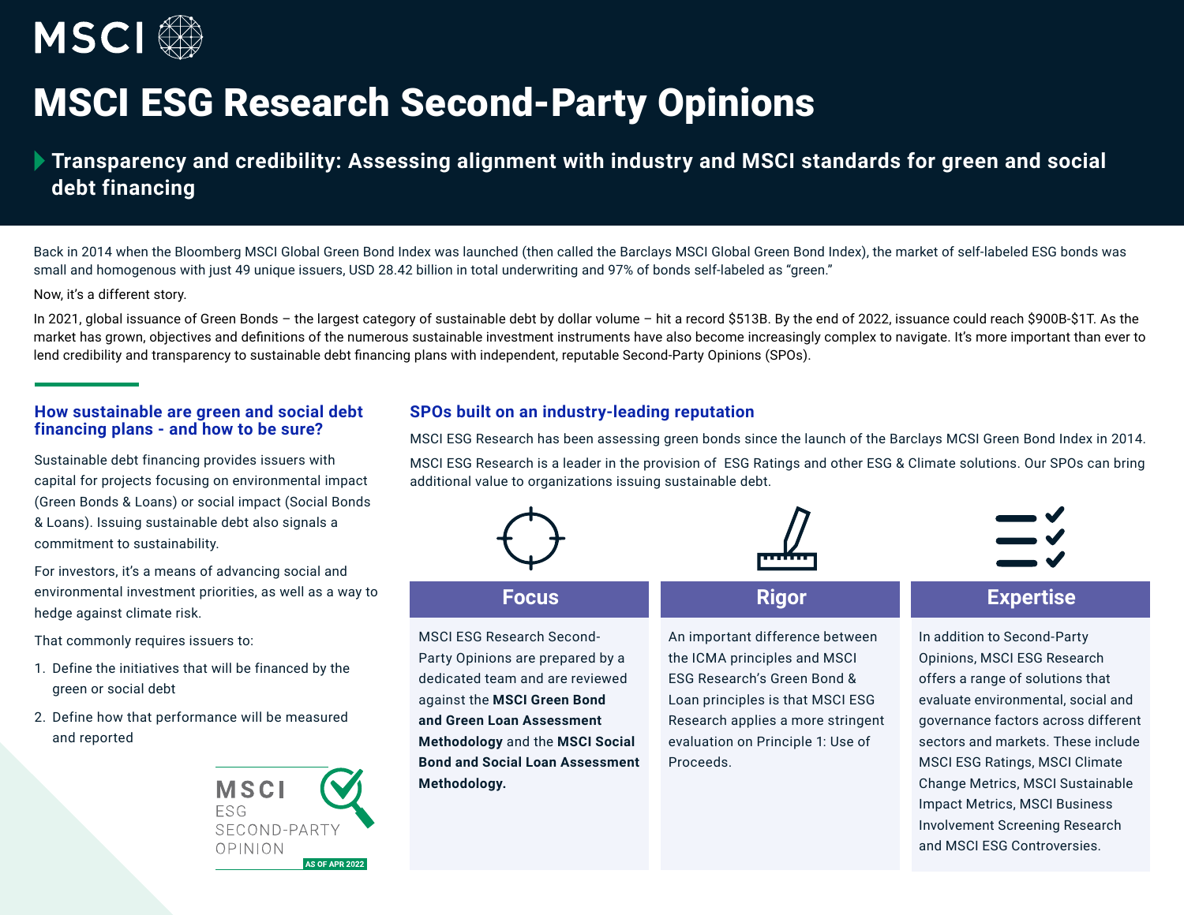# MSCI ESG Research Second-Party Opinions

**Transparency and credibility: Assessing alignment with industry and MSCI standards for green and social debt financing**

Back in 2014 when the Bloomberg MSCI Global Green Bond Index was launched (then called the Barclays MSCI Global Green Bond Index), the market of self-labeled ESG bonds was small and homogenous with just 49 unique issuers, USD 28.42 billion in total underwriting and 97% of bonds self-labeled as "green."

Now, it's a different story.

In 2021, global issuance of Green Bonds – the largest category of sustainable debt by dollar volume – hit a record $513B. By the end of 2022, issuance could reach $900B-$1T. As the market has grown, objectives and definitions of the numerous sustainable investment instruments have also become increasingly complex to navigate. It's more important than ever to lend credibility and transparency to sustainable debt financing plans with independent, reputable Second-Party Opinions (SPOs).

## How sustainable are green and social debt financing plans - and how to be sure?

Sustainable debt financing provides issuers with capital for projects focusing on environmental impact (Green Bonds & Loans) or social impact (Social Bonds & Loans). Issuing sustainable debt also signals a commitment to sustainability.

For investors, it's a means of advancing social and environmental investment priorities, as well as a way to hedge against climate risk.

That commonly requires issuers to:

1. Define the initiatives that will be financed by the green or social debt
2. Define how that performance will be measured and reported

MSCI ESG SECOND-PARTY OPINION AS OF APR 2022

## SPOs built on an industry-leading reputation

MSCI ESG Research has been assessing green bonds since the launch of the Barclays MCSI Green Bond Index in 2014.

MSCI ESG Research is a leader in the provision of ESG Ratings and other ESG & Climate solutions. Our SPOs can bring additional value to organizations issuing sustainable debt.

### Focus

MSCI ESG Research Second-Party Opinions are prepared by a dedicated team and are reviewed against the **MSCI Green Bond and Green Loan Assessment Methodology** and the **MSCI Social Bond and Social Loan Assessment Methodology.**

### Rigor

An important difference between the ICMA principles and MSCI ESG Research's Green Bond & Loan principles is that MSCI ESG Research applies a more stringent evaluation on Principle 1: Use of Proceeds.

### Expertise

In addition to Second-Party Opinions, MSCI ESG Research offers a range of solutions that evaluate environmental, social and governance factors across different sectors and markets. These include MSCI ESG Ratings, MSCI Climate Change Metrics, MSCI Sustainable Impact Metrics, MSCI Business Involvement Screening Research and MSCI ESG Controversies.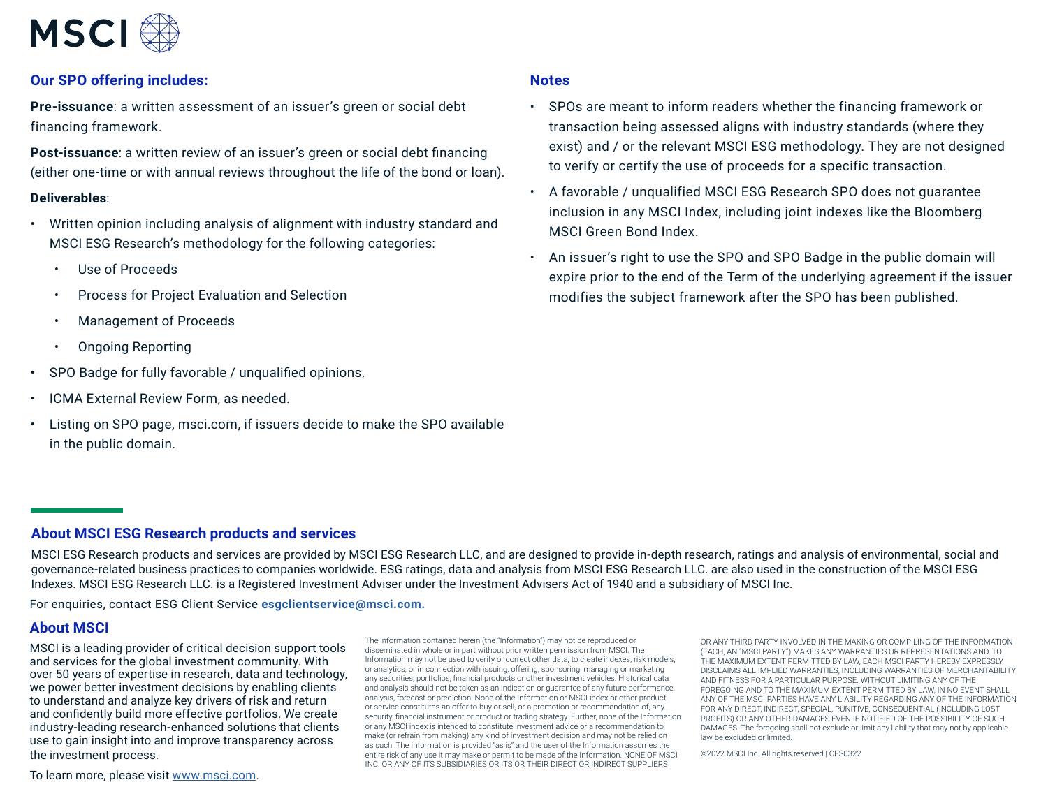## Our SPO offering includes:

**Pre-issuance**: a written assessment of an issuer's green or social debt financing framework.

**Post-issuance**: a written review of an issuer's green or social debt financing (either one-time or with annual reviews throughout the life of the bond or loan).

**Deliverables**:

- Written opinion including analysis of alignment with industry standard and MSCI ESG Research's methodology for the following categories:
  - Use of Proceeds
  - Process for Project Evaluation and Selection
  - Management of Proceeds
  - Ongoing Reporting
- SPO Badge for fully favorable / unqualified opinions.
- ICMA External Review Form, as needed.
- Listing on SPO page, msci.com, if issuers decide to make the SPO available in the public domain.

## Notes

- SPOs are meant to inform readers whether the financing framework or transaction being assessed aligns with industry standards (where they exist) and / or the relevant MSCI ESG methodology. They are not designed to verify or certify the use of proceeds for a specific transaction.
- A favorable / unqualified MSCI ESG Research SPO does not guarantee inclusion in any MSCI Index, including joint indexes like the Bloomberg MSCI Green Bond Index.
- An issuer's right to use the SPO and SPO Badge in the public domain will expire prior to the end of the Term of the underlying agreement if the issuer modifies the subject framework after the SPO has been published.

## About MSCI ESG Research products and services

MSCI ESG Research products and services are provided by MSCI ESG Research LLC, and are designed to provide in-depth research, ratings and analysis of environmental, social and governance-related business practices to companies worldwide. ESG ratings, data and analysis from MSCI ESG Research LLC. are also used in the construction of the MSCI ESG Indexes. MSCI ESG Research LLC. is a Registered Investment Adviser under the Investment Advisers Act of 1940 and a subsidiary of MSCI Inc.

For enquiries, contact ESG Client Service **esgclientservice@msci.com.**

## About MSCI

MSCI is a leading provider of critical decision support tools and services for the global investment community. With over 50 years of expertise in research, data and technology, we power better investment decisions by enabling clients to understand and analyze key drivers of risk and return and confidently build more effective portfolios. We create industry-leading research-enhanced solutions that clients use to gain insight into and improve transparency across the investment process.

To learn more, please visit www.msci.com.

The information contained herein (the "Information") may not be reproduced or disseminated in whole or in part without prior written permission from MSCI. The Information may not be used to verify or correct other data, to create indexes, risk models, or analytics, or in connection with issuing, offering, sponsoring, managing or marketing any securities, portfolios, financial products or other investment vehicles. Historical data and analysis should not be taken as an indication or guarantee of any future performance, analysis, forecast or prediction. None of the Information or MSCI index or other product or service constitutes an offer to buy or sell, or a promotion or recommendation of, any security, financial instrument or product or trading strategy. Further, none of the Information or any MSCI index is intended to constitute investment advice or a recommendation to make (or refrain from making) any kind of investment decision and may not be relied on as such. The Information is provided "as is" and the user of the Information assumes the entire risk of any use it may make or permit to be made of the Information. NONE OF MSCI INC. OR ANY OF ITS SUBSIDIARIES OR ITS OR THEIR DIRECT OR INDIRECT SUPPLIERS OR ANY THIRD PARTY INVOLVED IN THE MAKING OR COMPILING OF THE INFORMATION (EACH, AN "MSCI PARTY") MAKES ANY WARRANTIES OR REPRESENTATIONS AND, TO THE MAXIMUM EXTENT PERMITTED BY LAW, EACH MSCI PARTY HEREBY EXPRESSLY DISCLAIMS ALL IMPLIED WARRANTIES, INCLUDING WARRANTIES OF MERCHANTABILITY AND FITNESS FOR A PARTICULAR PURPOSE. WITHOUT LIMITING ANY OF THE FOREGOING AND TO THE MAXIMUM EXTENT PERMITTED BY LAW, IN NO EVENT SHALL ANY OF THE MSCI PARTIES HAVE ANY LIABILITY REGARDING ANY OF THE INFORMATION FOR ANY DIRECT, INDIRECT, SPECIAL, PUNITIVE, CONSEQUENTIAL (INCLUDING LOST PROFITS) OR ANY OTHER DAMAGES EVEN IF NOTIFIED OF THE POSSIBILITY OF SUCH DAMAGES. The foregoing shall not exclude or limit any liability that may not by applicable law be excluded or limited.

©2022 MSCI Inc. All rights reserved | CFS0322